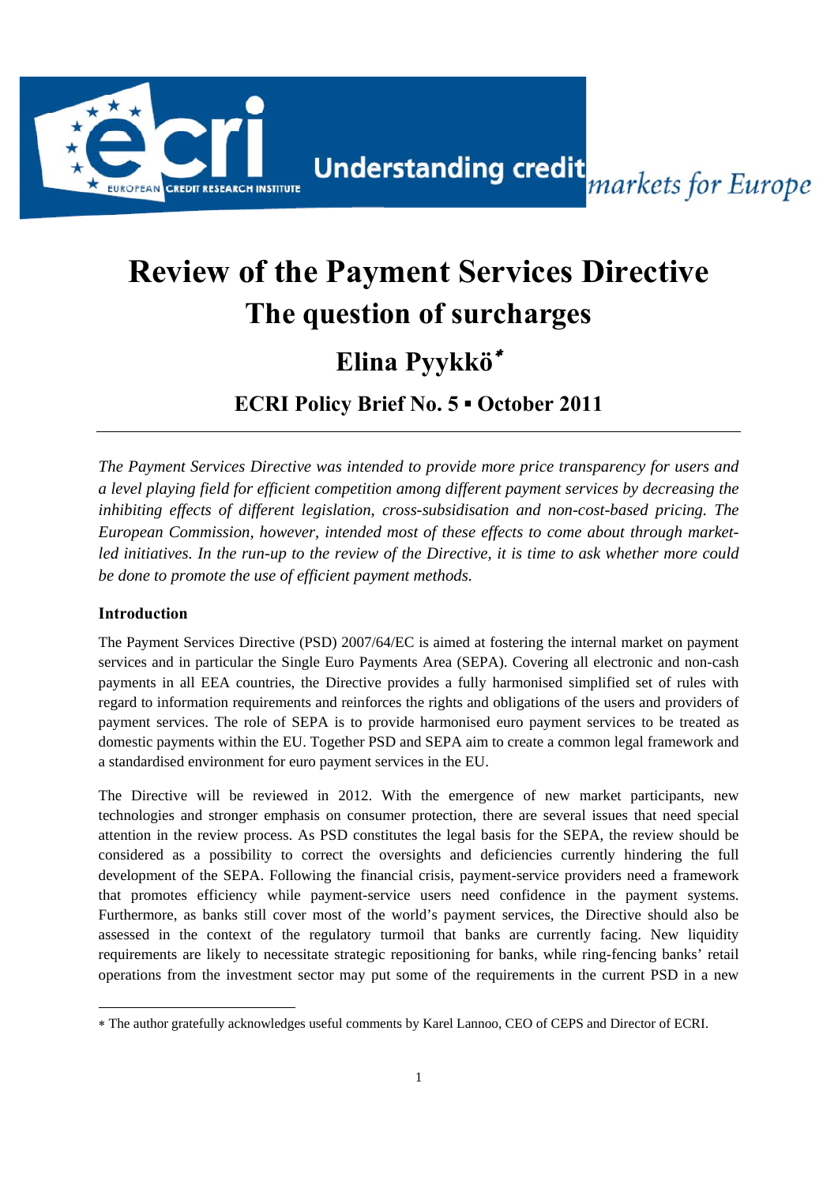# Review of the Payment Services Directive
# The question of surcharges

## Elina Pyykkö[*]

### ECRI Policy Brief No. 5 ▪ October 2011

*The Payment Services Directive was intended to provide more price transparency for users and a level playing field for efficient competition among different payment services by decreasing the inhibiting effects of different legislation, cross-subsidisation and non-cost-based pricing. The European Commission, however, intended most of these effects to come about through market-led initiatives. In the run-up to the review of the Directive, it is time to ask whether more could be done to promote the use of efficient payment methods.*

### Introduction

The Payment Services Directive (PSD) 2007/64/EC is aimed at fostering the internal market on payment services and in particular the Single Euro Payments Area (SEPA). Covering all electronic and non-cash payments in all EEA countries, the Directive provides a fully harmonised simplified set of rules with regard to information requirements and reinforces the rights and obligations of the users and providers of payment services. The role of SEPA is to provide harmonised euro payment services to be treated as domestic payments within the EU. Together PSD and SEPA aim to create a common legal framework and a standardised environment for euro payment services in the EU.

The Directive will be reviewed in 2012. With the emergence of new market participants, new technologies and stronger emphasis on consumer protection, there are several issues that need special attention in the review process. As PSD constitutes the legal basis for the SEPA, the review should be considered as a possibility to correct the oversights and deficiencies currently hindering the full development of the SEPA. Following the financial crisis, payment-service providers need a framework that promotes efficiency while payment-service users need confidence in the payment systems. Furthermore, as banks still cover most of the world's payment services, the Directive should also be assessed in the context of the regulatory turmoil that banks are currently facing. New liquidity requirements are likely to necessitate strategic repositioning for banks, while ring-fencing banks' retail operations from the investment sector may put some of the requirements in the current PSD in a new

---

[*] The author gratefully acknowledges useful comments by Karel Lannoo, CEO of CEPS and Director of ECRI.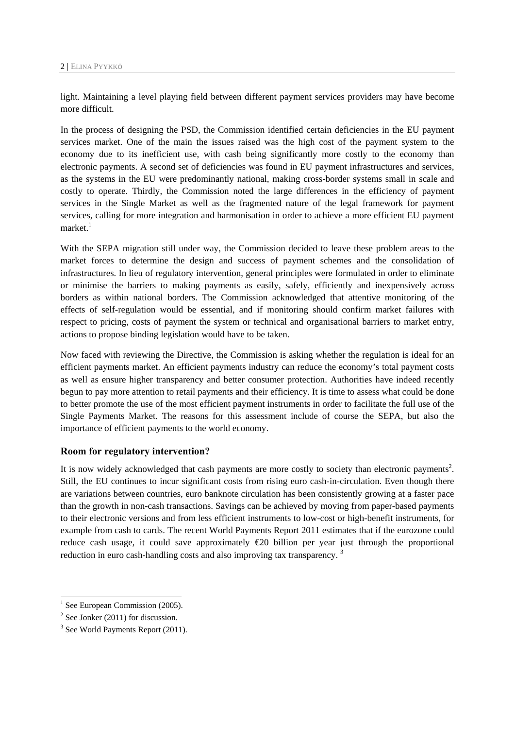light. Maintaining a level playing field between different payment services providers may have become more difficult.

In the process of designing the PSD, the Commission identified certain deficiencies in the EU payment services market. One of the main the issues raised was the high cost of the payment system to the economy due to its inefficient use, with cash being significantly more costly to the economy than electronic payments. A second set of deficiencies was found in EU payment infrastructures and services, as the systems in the EU were predominantly national, making cross-border systems small in scale and costly to operate. Thirdly, the Commission noted the large differences in the efficiency of payment services in the Single Market as well as the fragmented nature of the legal framework for payment services, calling for more integration and harmonisation in order to achieve a more efficient EU payment market.[1]

With the SEPA migration still under way, the Commission decided to leave these problem areas to the market forces to determine the design and success of payment schemes and the consolidation of infrastructures. In lieu of regulatory intervention, general principles were formulated in order to eliminate or minimise the barriers to making payments as easily, safely, efficiently and inexpensively across borders as within national borders. The Commission acknowledged that attentive monitoring of the effects of self-regulation would be essential, and if monitoring should confirm market failures with respect to pricing, costs of payment the system or technical and organisational barriers to market entry, actions to propose binding legislation would have to be taken.

Now faced with reviewing the Directive, the Commission is asking whether the regulation is ideal for an efficient payments market. An efficient payments industry can reduce the economy's total payment costs as well as ensure higher transparency and better consumer protection. Authorities have indeed recently begun to pay more attention to retail payments and their efficiency. It is time to assess what could be done to better promote the use of the most efficient payment instruments in order to facilitate the full use of the Single Payments Market. The reasons for this assessment include of course the SEPA, but also the importance of efficient payments to the world economy.

### Room for regulatory intervention?

It is now widely acknowledged that cash payments are more costly to society than electronic payments[2]. Still, the EU continues to incur significant costs from rising euro cash-in-circulation. Even though there are variations between countries, euro banknote circulation has been consistently growing at a faster pace than the growth in non-cash transactions. Savings can be achieved by moving from paper-based payments to their electronic versions and from less efficient instruments to low-cost or high-benefit instruments, for example from cash to cards. The recent World Payments Report 2011 estimates that if the eurozone could reduce cash usage, it could save approximately €20 billion per year just through the proportional reduction in euro cash-handling costs and also improving tax transparency.[3]

---

[1] See European Commission (2005).

[2] See Jonker (2011) for discussion.

[3] See World Payments Report (2011).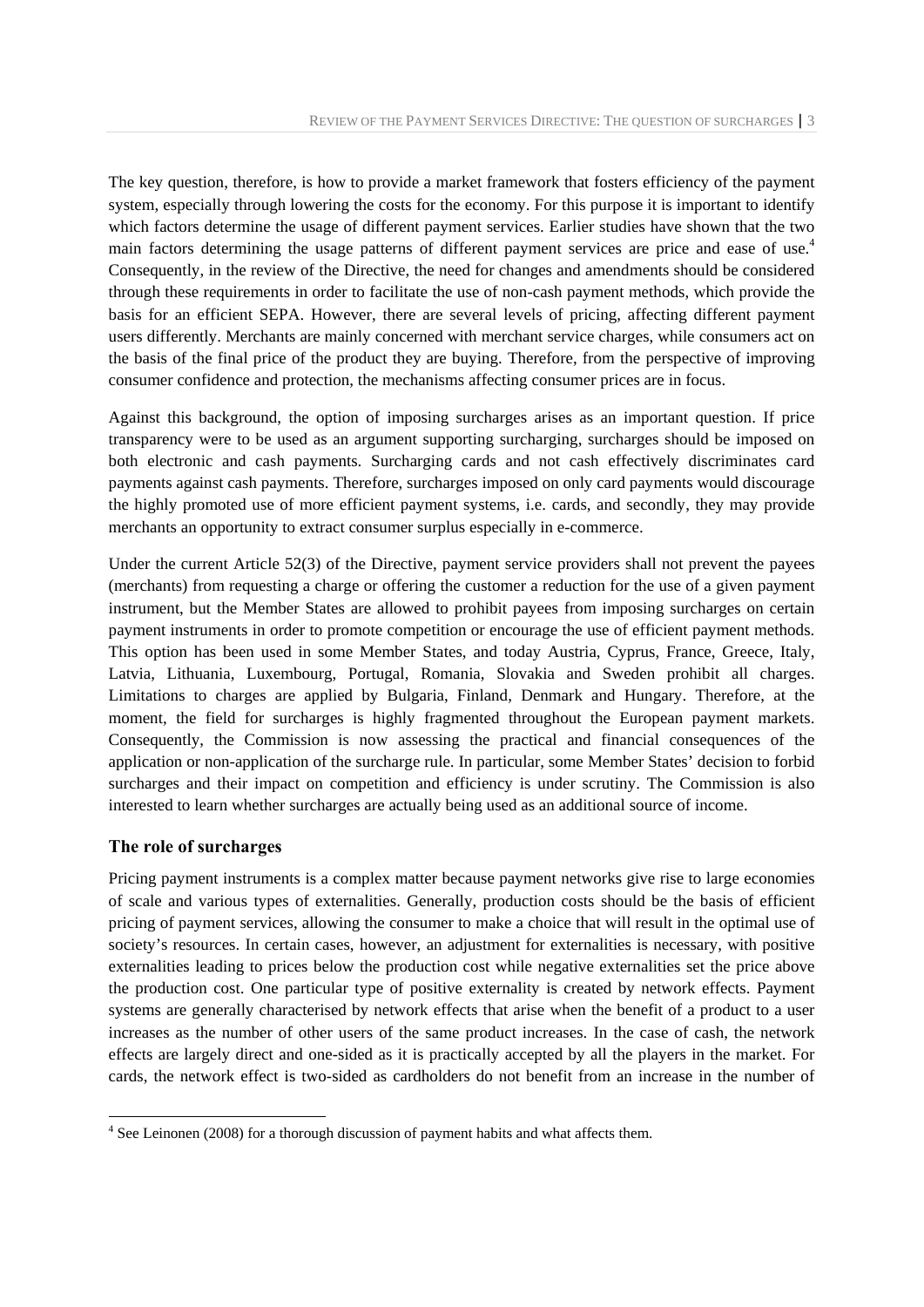The key question, therefore, is how to provide a market framework that fosters efficiency of the payment system, especially through lowering the costs for the economy. For this purpose it is important to identify which factors determine the usage of different payment services. Earlier studies have shown that the two main factors determining the usage patterns of different payment services are price and ease of use.[4] Consequently, in the review of the Directive, the need for changes and amendments should be considered through these requirements in order to facilitate the use of non-cash payment methods, which provide the basis for an efficient SEPA. However, there are several levels of pricing, affecting different payment users differently. Merchants are mainly concerned with merchant service charges, while consumers act on the basis of the final price of the product they are buying. Therefore, from the perspective of improving consumer confidence and protection, the mechanisms affecting consumer prices are in focus.

Against this background, the option of imposing surcharges arises as an important question. If price transparency were to be used as an argument supporting surcharging, surcharges should be imposed on both electronic and cash payments. Surcharging cards and not cash effectively discriminates card payments against cash payments. Therefore, surcharges imposed on only card payments would discourage the highly promoted use of more efficient payment systems, i.e. cards, and secondly, they may provide merchants an opportunity to extract consumer surplus especially in e-commerce.

Under the current Article 52(3) of the Directive, payment service providers shall not prevent the payees (merchants) from requesting a charge or offering the customer a reduction for the use of a given payment instrument, but the Member States are allowed to prohibit payees from imposing surcharges on certain payment instruments in order to promote competition or encourage the use of efficient payment methods. This option has been used in some Member States, and today Austria, Cyprus, France, Greece, Italy, Latvia, Lithuania, Luxembourg, Portugal, Romania, Slovakia and Sweden prohibit all charges. Limitations to charges are applied by Bulgaria, Finland, Denmark and Hungary. Therefore, at the moment, the field for surcharges is highly fragmented throughout the European payment markets. Consequently, the Commission is now assessing the practical and financial consequences of the application or non-application of the surcharge rule. In particular, some Member States' decision to forbid surcharges and their impact on competition and efficiency is under scrutiny. The Commission is also interested to learn whether surcharges are actually being used as an additional source of income.

### The role of surcharges

Pricing payment instruments is a complex matter because payment networks give rise to large economies of scale and various types of externalities. Generally, production costs should be the basis of efficient pricing of payment services, allowing the consumer to make a choice that will result in the optimal use of society's resources. In certain cases, however, an adjustment for externalities is necessary, with positive externalities leading to prices below the production cost while negative externalities set the price above the production cost. One particular type of positive externality is created by network effects. Payment systems are generally characterised by network effects that arise when the benefit of a product to a user increases as the number of other users of the same product increases. In the case of cash, the network effects are largely direct and one-sided as it is practically accepted by all the players in the market. For cards, the network effect is two-sided as cardholders do not benefit from an increase in the number of

[4] See Leinonen (2008) for a thorough discussion of payment habits and what affects them.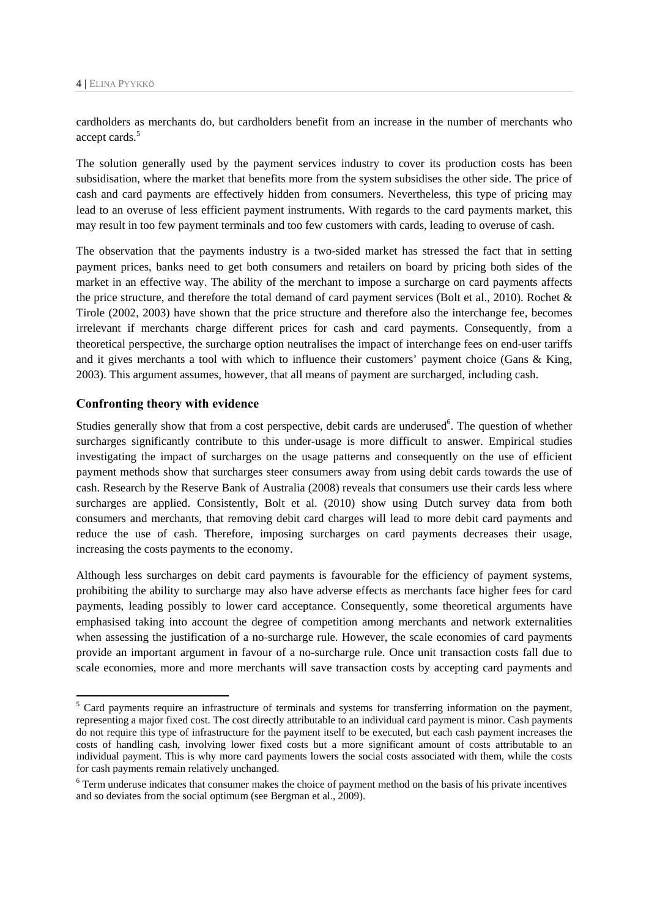cardholders as merchants do, but cardholders benefit from an increase in the number of merchants who accept cards.[5]

The solution generally used by the payment services industry to cover its production costs has been subsidisation, where the market that benefits more from the system subsidises the other side. The price of cash and card payments are effectively hidden from consumers. Nevertheless, this type of pricing may lead to an overuse of less efficient payment instruments. With regards to the card payments market, this may result in too few payment terminals and too few customers with cards, leading to overuse of cash.

The observation that the payments industry is a two-sided market has stressed the fact that in setting payment prices, banks need to get both consumers and retailers on board by pricing both sides of the market in an effective way. The ability of the merchant to impose a surcharge on card payments affects the price structure, and therefore the total demand of card payment services (Bolt et al., 2010). Rochet & Tirole (2002, 2003) have shown that the price structure and therefore also the interchange fee, becomes irrelevant if merchants charge different prices for cash and card payments. Consequently, from a theoretical perspective, the surcharge option neutralises the impact of interchange fees on end-user tariffs and it gives merchants a tool with which to influence their customers' payment choice (Gans & King, 2003). This argument assumes, however, that all means of payment are surcharged, including cash.

## Confronting theory with evidence

Studies generally show that from a cost perspective, debit cards are underused[6]. The question of whether surcharges significantly contribute to this under-usage is more difficult to answer. Empirical studies investigating the impact of surcharges on the usage patterns and consequently on the use of efficient payment methods show that surcharges steer consumers away from using debit cards towards the use of cash. Research by the Reserve Bank of Australia (2008) reveals that consumers use their cards less where surcharges are applied. Consistently, Bolt et al. (2010) show using Dutch survey data from both consumers and merchants, that removing debit card charges will lead to more debit card payments and reduce the use of cash. Therefore, imposing surcharges on card payments decreases their usage, increasing the costs payments to the economy.

Although less surcharges on debit card payments is favourable for the efficiency of payment systems, prohibiting the ability to surcharge may also have adverse effects as merchants face higher fees for card payments, leading possibly to lower card acceptance. Consequently, some theoretical arguments have emphasised taking into account the degree of competition among merchants and network externalities when assessing the justification of a no-surcharge rule. However, the scale economies of card payments provide an important argument in favour of a no-surcharge rule. Once unit transaction costs fall due to scale economies, more and more merchants will save transaction costs by accepting card payments and

[5] Card payments require an infrastructure of terminals and systems for transferring information on the payment, representing a major fixed cost. The cost directly attributable to an individual card payment is minor. Cash payments do not require this type of infrastructure for the payment itself to be executed, but each cash payment increases the costs of handling cash, involving lower fixed costs but a more significant amount of costs attributable to an individual payment. This is why more card payments lowers the social costs associated with them, while the costs for cash payments remain relatively unchanged.

[6] Term underuse indicates that consumer makes the choice of payment method on the basis of his private incentives and so deviates from the social optimum (see Bergman et al., 2009).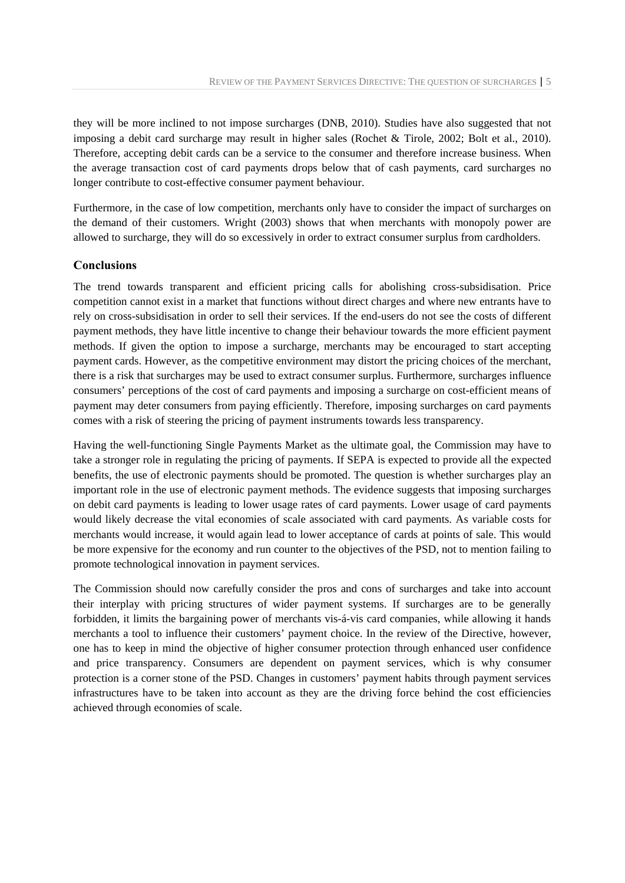they will be more inclined to not impose surcharges (DNB, 2010). Studies have also suggested that not imposing a debit card surcharge may result in higher sales (Rochet & Tirole, 2002; Bolt et al., 2010). Therefore, accepting debit cards can be a service to the consumer and therefore increase business. When the average transaction cost of card payments drops below that of cash payments, card surcharges no longer contribute to cost-effective consumer payment behaviour.

Furthermore, in the case of low competition, merchants only have to consider the impact of surcharges on the demand of their customers. Wright (2003) shows that when merchants with monopoly power are allowed to surcharge, they will do so excessively in order to extract consumer surplus from cardholders.

### Conclusions

The trend towards transparent and efficient pricing calls for abolishing cross-subsidisation. Price competition cannot exist in a market that functions without direct charges and where new entrants have to rely on cross-subsidisation in order to sell their services. If the end-users do not see the costs of different payment methods, they have little incentive to change their behaviour towards the more efficient payment methods. If given the option to impose a surcharge, merchants may be encouraged to start accepting payment cards. However, as the competitive environment may distort the pricing choices of the merchant, there is a risk that surcharges may be used to extract consumer surplus. Furthermore, surcharges influence consumers' perceptions of the cost of card payments and imposing a surcharge on cost-efficient means of payment may deter consumers from paying efficiently. Therefore, imposing surcharges on card payments comes with a risk of steering the pricing of payment instruments towards less transparency.

Having the well-functioning Single Payments Market as the ultimate goal, the Commission may have to take a stronger role in regulating the pricing of payments. If SEPA is expected to provide all the expected benefits, the use of electronic payments should be promoted. The question is whether surcharges play an important role in the use of electronic payment methods. The evidence suggests that imposing surcharges on debit card payments is leading to lower usage rates of card payments. Lower usage of card payments would likely decrease the vital economies of scale associated with card payments. As variable costs for merchants would increase, it would again lead to lower acceptance of cards at points of sale. This would be more expensive for the economy and run counter to the objectives of the PSD, not to mention failing to promote technological innovation in payment services.

The Commission should now carefully consider the pros and cons of surcharges and take into account their interplay with pricing structures of wider payment systems. If surcharges are to be generally forbidden, it limits the bargaining power of merchants vis-á-vis card companies, while allowing it hands merchants a tool to influence their customers' payment choice. In the review of the Directive, however, one has to keep in mind the objective of higher consumer protection through enhanced user confidence and price transparency. Consumers are dependent on payment services, which is why consumer protection is a corner stone of the PSD. Changes in customers' payment habits through payment services infrastructures have to be taken into account as they are the driving force behind the cost efficiencies achieved through economies of scale.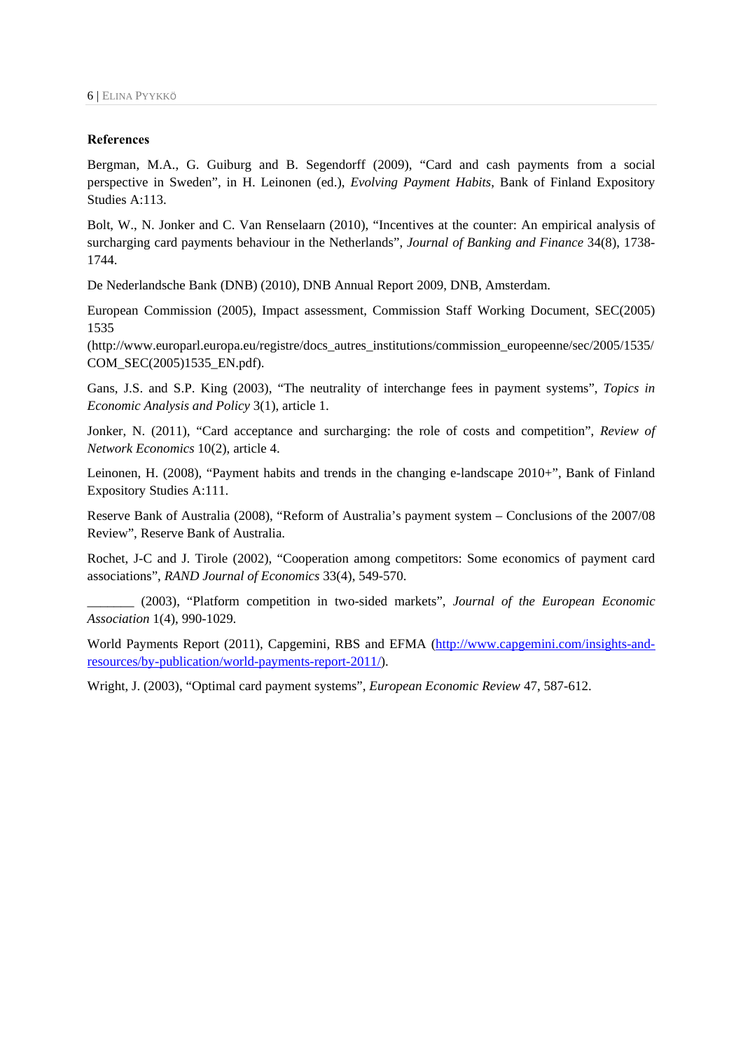**References**

Bergman, M.A., G. Guiburg and B. Segendorff (2009), "Card and cash payments from a social perspective in Sweden", in H. Leinonen (ed.), *Evolving Payment Habits*, Bank of Finland Expository Studies A:113.

Bolt, W., N. Jonker and C. Van Renselaarn (2010), "Incentives at the counter: An empirical analysis of surcharging card payments behaviour in the Netherlands", *Journal of Banking and Finance* 34(8), 1738-1744.

De Nederlandsche Bank (DNB) (2010), DNB Annual Report 2009, DNB, Amsterdam.

European Commission (2005), Impact assessment, Commission Staff Working Document, SEC(2005) 1535 (http://www.europarl.europa.eu/registre/docs_autres_institutions/commission_europeenne/sec/2005/1535/COM_SEC(2005)1535_EN.pdf).

Gans, J.S. and S.P. King (2003), "The neutrality of interchange fees in payment systems", *Topics in Economic Analysis and Policy* 3(1), article 1.

Jonker, N. (2011), "Card acceptance and surcharging: the role of costs and competition", *Review of Network Economics* 10(2), article 4.

Leinonen, H. (2008), "Payment habits and trends in the changing e-landscape 2010+", Bank of Finland Expository Studies A:111.

Reserve Bank of Australia (2008), "Reform of Australia's payment system – Conclusions of the 2007/08 Review", Reserve Bank of Australia.

Rochet, J-C and J. Tirole (2002), "Cooperation among competitors: Some economics of payment card associations", *RAND Journal of Economics* 33(4), 549-570.

_______ (2003), "Platform competition in two-sided markets", *Journal of the European Economic Association* 1(4), 990-1029.

World Payments Report (2011), Capgemini, RBS and EFMA (http://www.capgemini.com/insights-and-resources/by-publication/world-payments-report-2011/).

Wright, J. (2003), "Optimal card payment systems", *European Economic Review* 47, 587-612.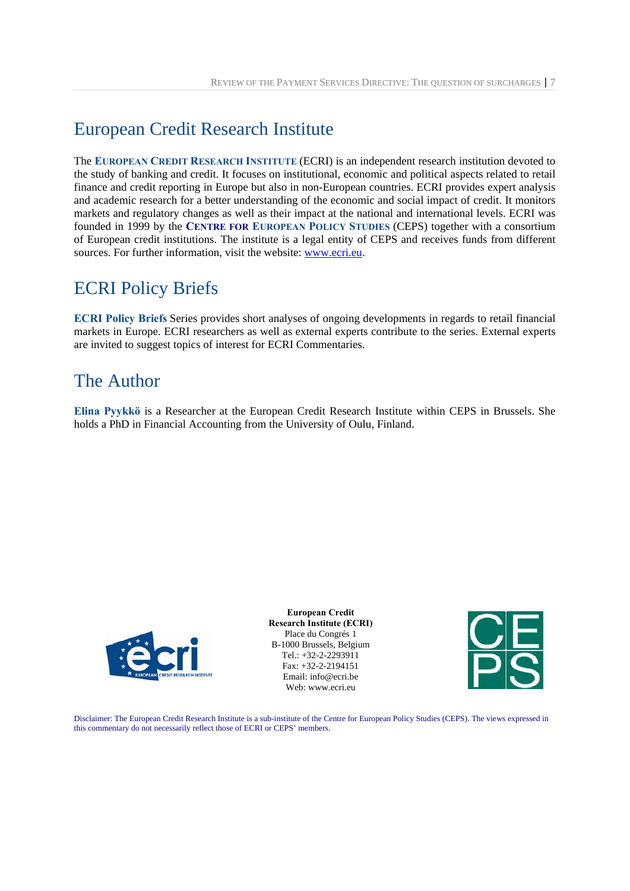## European Credit Research Institute

The **EUROPEAN CREDIT RESEARCH INSTITUTE** (ECRI) is an independent research institution devoted to the study of banking and credit. It focuses on institutional, economic and political aspects related to retail finance and credit reporting in Europe but also in non-European countries. ECRI provides expert analysis and academic research for a better understanding of the economic and social impact of credit. It monitors markets and regulatory changes as well as their impact at the national and international levels. ECRI was founded in 1999 by the **CENTRE FOR EUROPEAN POLICY STUDIES** (CEPS) together with a consortium of European credit institutions. The institute is a legal entity of CEPS and receives funds from different sources. For further information, visit the website: www.ecri.eu.

## ECRI Policy Briefs

**ECRI Policy Briefs** Series provides short analyses of ongoing developments in regards to retail financial markets in Europe. ECRI researchers as well as external experts contribute to the series. External experts are invited to suggest topics of interest for ECRI Commentaries.

## The Author

**Elina Pyykkö** is a Researcher at the European Credit Research Institute within CEPS in Brussels. She holds a PhD in Financial Accounting from the University of Oulu, Finland.

**European Credit Research Institute (ECRI)**
Place du Congrés 1
B-1000 Brussels, Belgium
Tel.: +32-2-2293911
Fax: +32-2-2194151
Email: info@ecri.be
Web: www.ecri.eu

Disclaimer: The European Credit Research Institute is a sub-institute of the Centre for European Policy Studies (CEPS). The views expressed in this commentary do not necessarily reflect those of ECRI or CEPS' members.